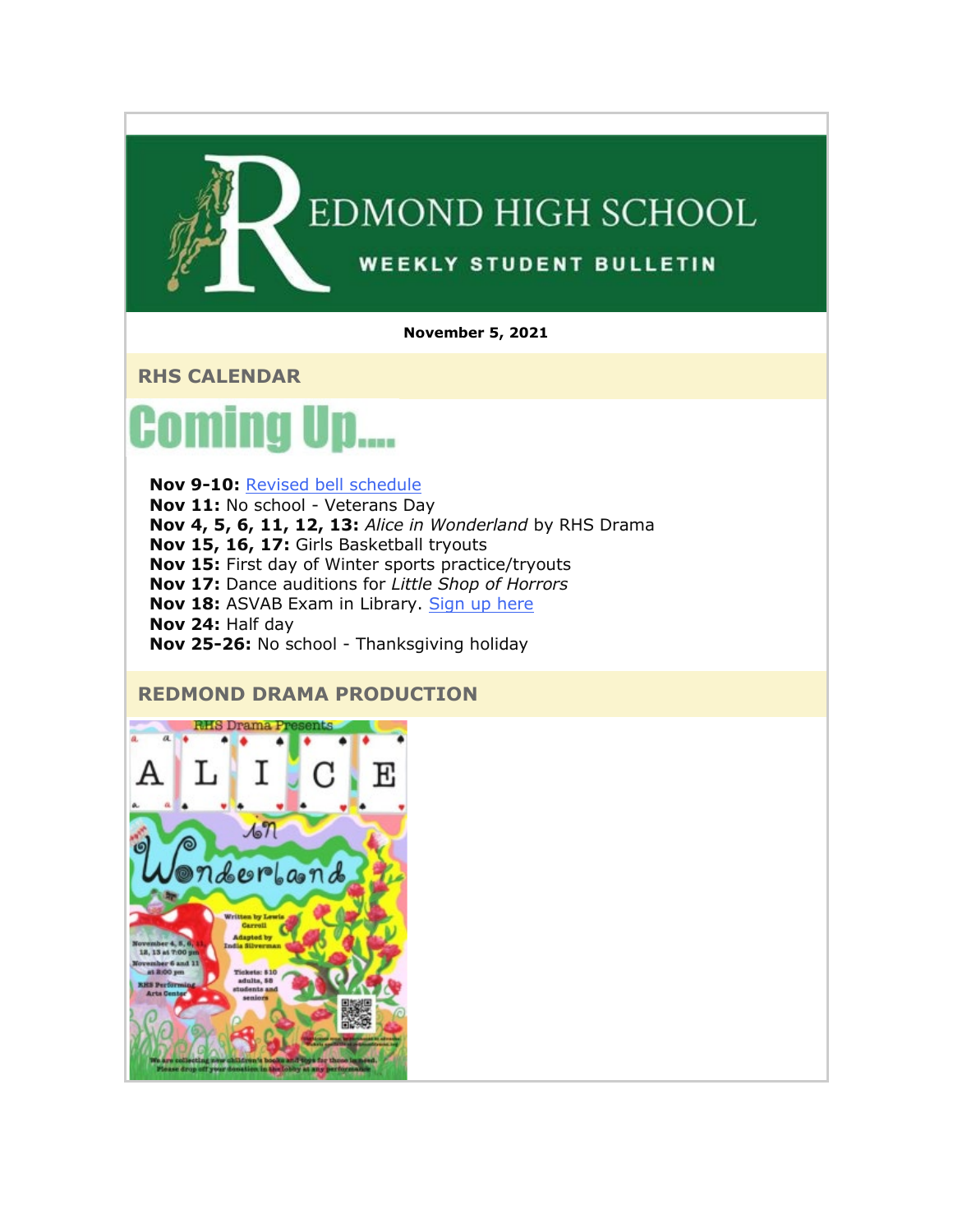# REDMOND HIGH SCHOOL

**WEEKLY STUDENT BULLETIN**

**November 5, 2021**

## RHS CALENDAR

### Coming Up....

**Nov 9-10:** Revised bell schedule
**Nov 11:** No school - Veterans Day
**Nov 4, 5, 6, 11, 12, 13:** *Alice in Wonderland* by RHS Drama
**Nov 15, 16, 17:** Girls Basketball tryouts
**Nov 15:** First day of Winter sports practice/tryouts
**Nov 17:** Dance auditions for *Little Shop of Horrors*
**Nov 18:** ASVAB Exam in Library. Sign up here
**Nov 24:** Half day
**Nov 25-26:** No school - Thanksgiving holiday

## REDMOND DRAMA PRODUCTION

RHS Drama Presents

ALICE in Wonderland

Written by Lewis Carroll
Adapted by India Silverman

November 4, 5, 6, 11, 12, 13 at 7:00 pm
November 6 and 13 at 2:00 pm
RHS Performing Arts Center

Tickets: $10 adults, $8 students and seniors

We are collecting new children's books and toys for those in need. Please drop off your donation in the lobby at any performance.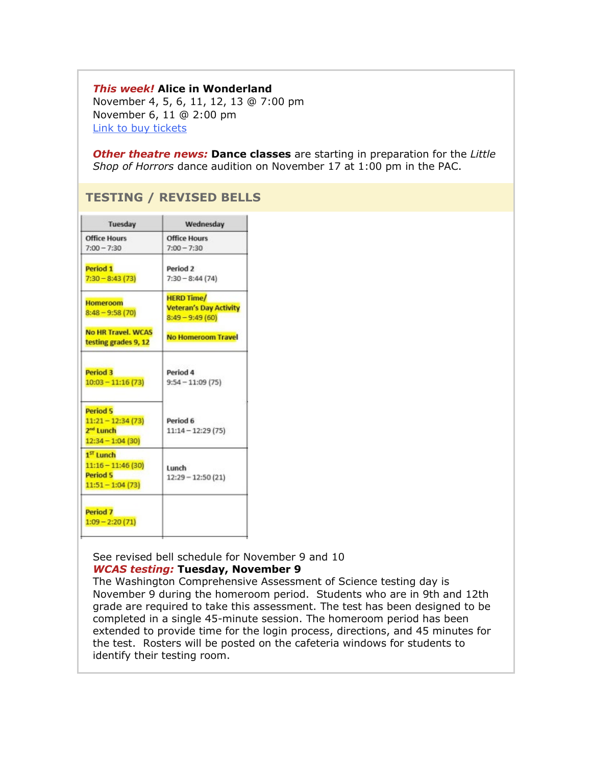***This week!*** **Alice in Wonderland**
November 4, 5, 6, 11, 12, 13 @ 7:00 pm
November 6, 11 @ 2:00 pm
Link to buy tickets

***Other theatre news:*** **Dance classes** are starting in preparation for the *Little Shop of Horrors* dance audition on November 17 at 1:00 pm in the PAC.

## TESTING / REVISED BELLS

| Tuesday | Wednesday |
|---|---|
| Office Hours 7:00 – 7:30 | Office Hours 7:00 – 7:30 |
| Period 1 7:30 – 8:43 (73) | Period 2 7:30 – 8:44 (74) |
| Homeroom 8:48 – 9:58 (70) No HR Travel. WCAS testing grades 9, 12 | HERD Time/ Veteran's Day Activity 8:49 – 9:49 (60) No Homeroom Travel |
| Period 3 10:03 – 11:16 (73) | Period 4 9:54 – 11:09 (75) |
| Period 5 11:21 – 12:34 (73) 2nd Lunch 12:34 – 1:04 (30) | Period 6 11:14 – 12:29 (75) |
| 1ST Lunch 11:16 – 11:46 (30) Period 5 11:51 – 1:04 (73) | Lunch 12:29 – 12:50 (21) |
| Period 7 1:09 – 2:20 (71) | |

See revised bell schedule for November 9 and 10
***WCAS testing:*** **Tuesday, November 9**
The Washington Comprehensive Assessment of Science testing day is November 9 during the homeroom period. Students who are in 9th and 12th grade are required to take this assessment. The test has been designed to be completed in a single 45-minute session. The homeroom period has been extended to provide time for the login process, directions, and 45 minutes for the test. Rosters will be posted on the cafeteria windows for students to identify their testing room.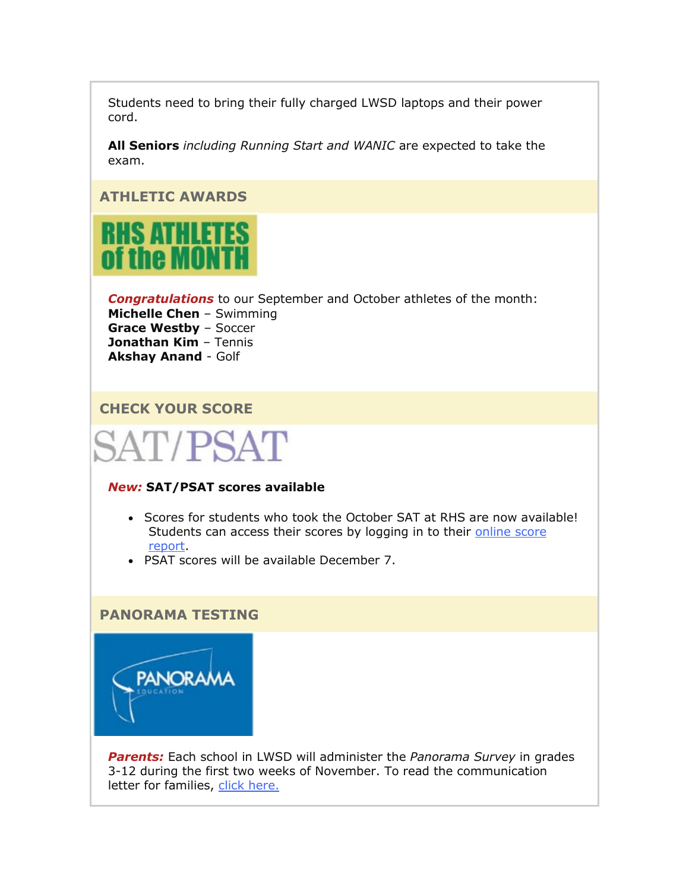Students need to bring their fully charged LWSD laptops and their power cord.

**All Seniors** *including Running Start and WANIC* are expected to take the exam.

## ATHLETIC AWARDS

RHS ATHLETES of the MONTH

***Congratulations*** to our September and October athletes of the month:
**Michelle Chen** – Swimming
**Grace Westby** – Soccer
**Jonathan Kim** – Tennis
**Akshay Anand** - Golf

## CHECK YOUR SCORE

SAT/PSAT

***New:*** **SAT/PSAT scores available**

- Scores for students who took the October SAT at RHS are now available! Students can access their scores by logging in to their online score report.
- PSAT scores will be available December 7.

## PANORAMA TESTING

PANORAMA EDUCATION

***Parents:*** Each school in LWSD will administer the *Panorama Survey* in grades 3-12 during the first two weeks of November. To read the communication letter for families, click here.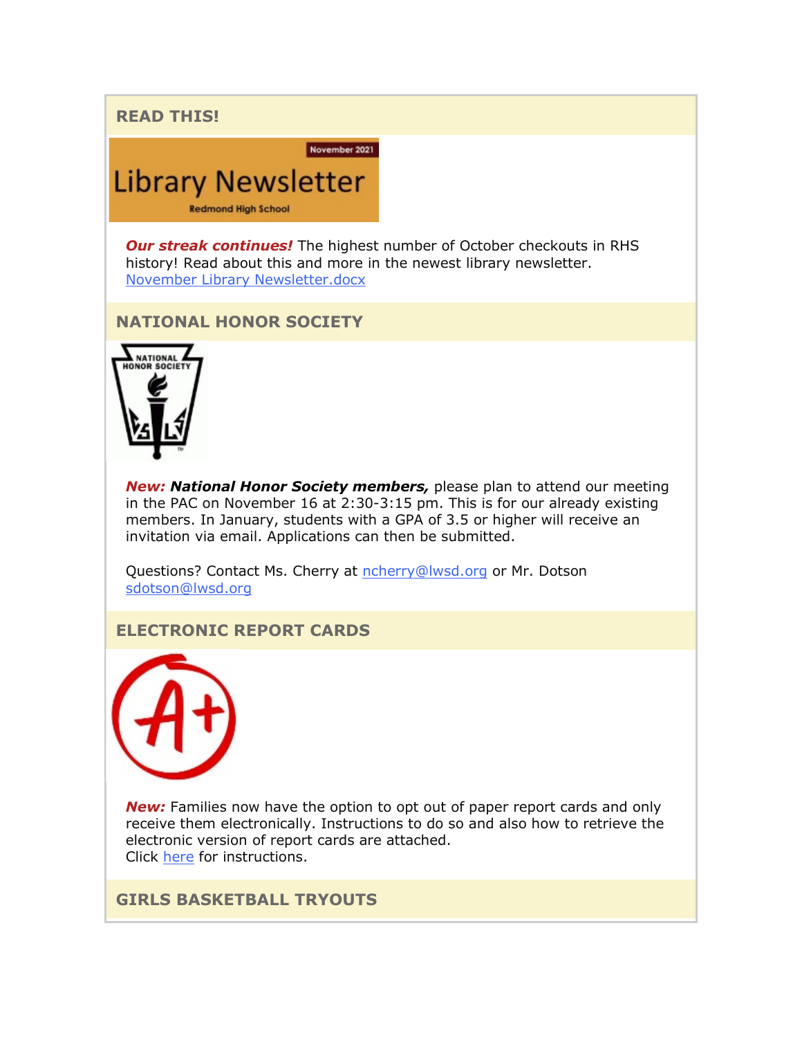## READ THIS!

***Our streak continues!*** The highest number of October checkouts in RHS history! Read about this and more in the newest library newsletter.
[November Library Newsletter.docx]

## NATIONAL HONOR SOCIETY

***New: National Honor Society members,*** please plan to attend our meeting in the PAC on November 16 at 2:30-3:15 pm. This is for our already existing members. In January, students with a GPA of 3.5 or higher will receive an invitation via email. Applications can then be submitted.

Questions? Contact Ms. Cherry at ncherry@lwsd.org or Mr. Dotson sdotson@lwsd.org

## ELECTRONIC REPORT CARDS

***New:*** Families now have the option to opt out of paper report cards and only receive them electronically. Instructions to do so and also how to retrieve the electronic version of report cards are attached.
Click here for instructions.

## GIRLS BASKETBALL TRYOUTS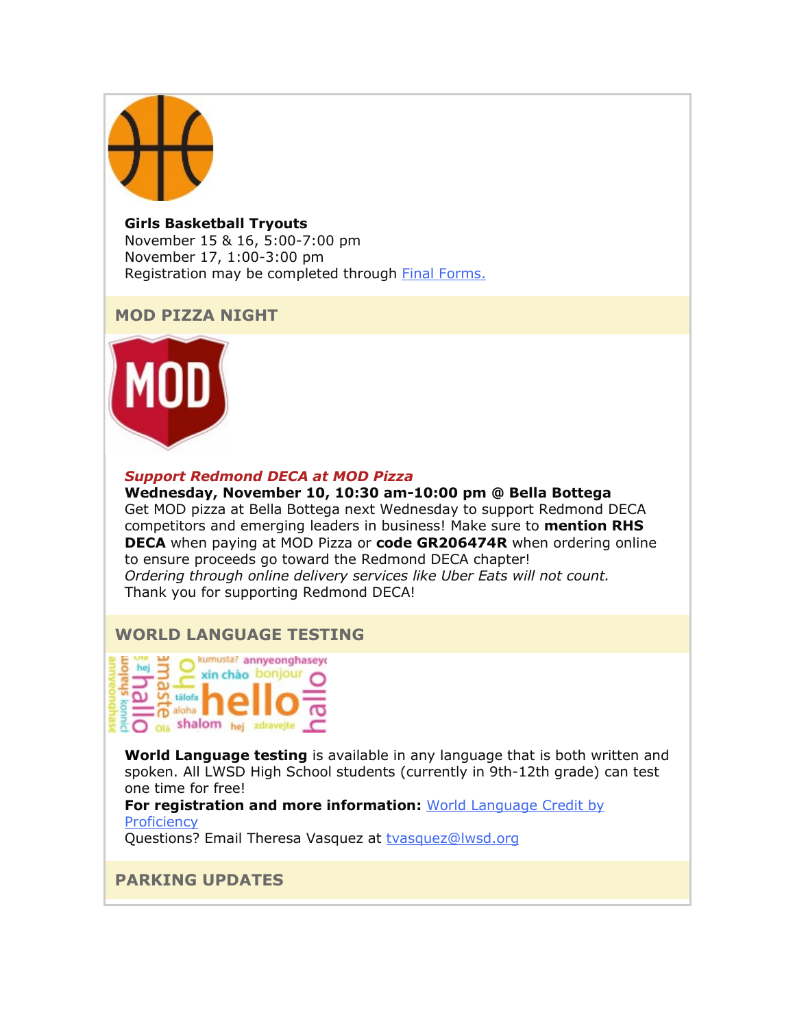**Girls Basketball Tryouts**
November 15 & 16, 5:00-7:00 pm
November 17, 1:00-3:00 pm
Registration may be completed through [Final Forms.]()

## MOD PIZZA NIGHT

***Support Redmond DECA at MOD Pizza***
**Wednesday, November 10, 10:30 am-10:00 pm @ Bella Bottega**
Get MOD pizza at Bella Bottega next Wednesday to support Redmond DECA competitors and emerging leaders in business! Make sure to **mention RHS DECA** when paying at MOD Pizza or **code GR206474R** when ordering online to ensure proceeds go toward the Redmond DECA chapter!
*Ordering through online delivery services like Uber Eats will not count.*
Thank you for supporting Redmond DECA!

## WORLD LANGUAGE TESTING

**World Language testing** is available in any language that is both written and spoken. All LWSD High School students (currently in 9th-12th grade) can test one time for free!
**For registration and more information:** [World Language Credit by Proficiency]()
Questions? Email Theresa Vasquez at [tvasquez@lwsd.org]()

## PARKING UPDATES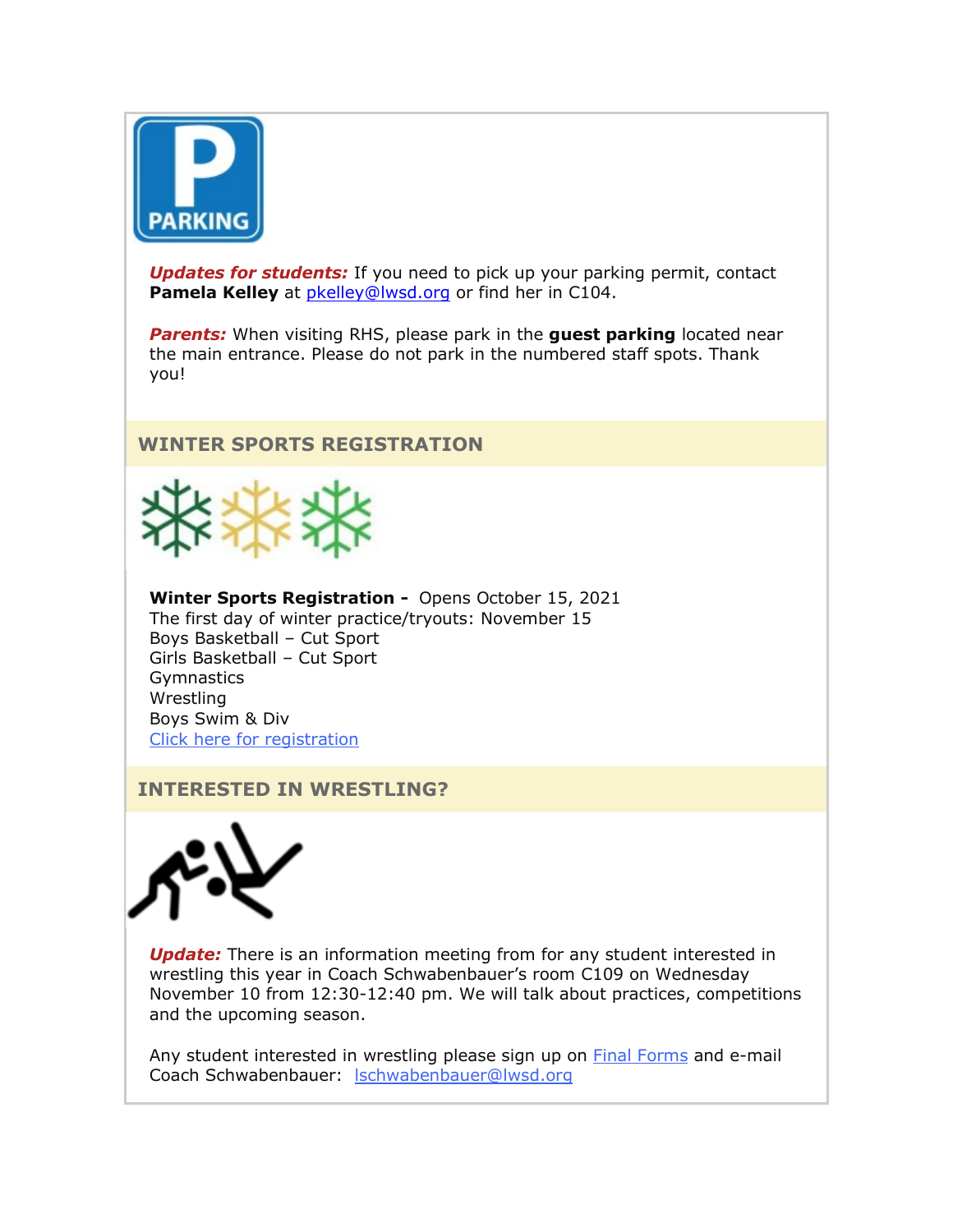***Updates for students:*** If you need to pick up your parking permit, contact **Pamela Kelley** at pkelley@lwsd.org or find her in C104.

***Parents:*** When visiting RHS, please park in the **guest parking** located near the main entrance. Please do not park in the numbered staff spots. Thank you!

## WINTER SPORTS REGISTRATION

**Winter Sports Registration -** Opens October 15, 2021
The first day of winter practice/tryouts: November 15
Boys Basketball – Cut Sport
Girls Basketball – Cut Sport
Gymnastics
Wrestling
Boys Swim & Div
Click here for registration

## INTERESTED IN WRESTLING?

***Update:*** There is an information meeting from for any student interested in wrestling this year in Coach Schwabenbauer's room C109 on Wednesday November 10 from 12:30-12:40 pm. We will talk about practices, competitions and the upcoming season.

Any student interested in wrestling please sign up on Final Forms and e-mail Coach Schwabenbauer: lschwabenbauer@lwsd.org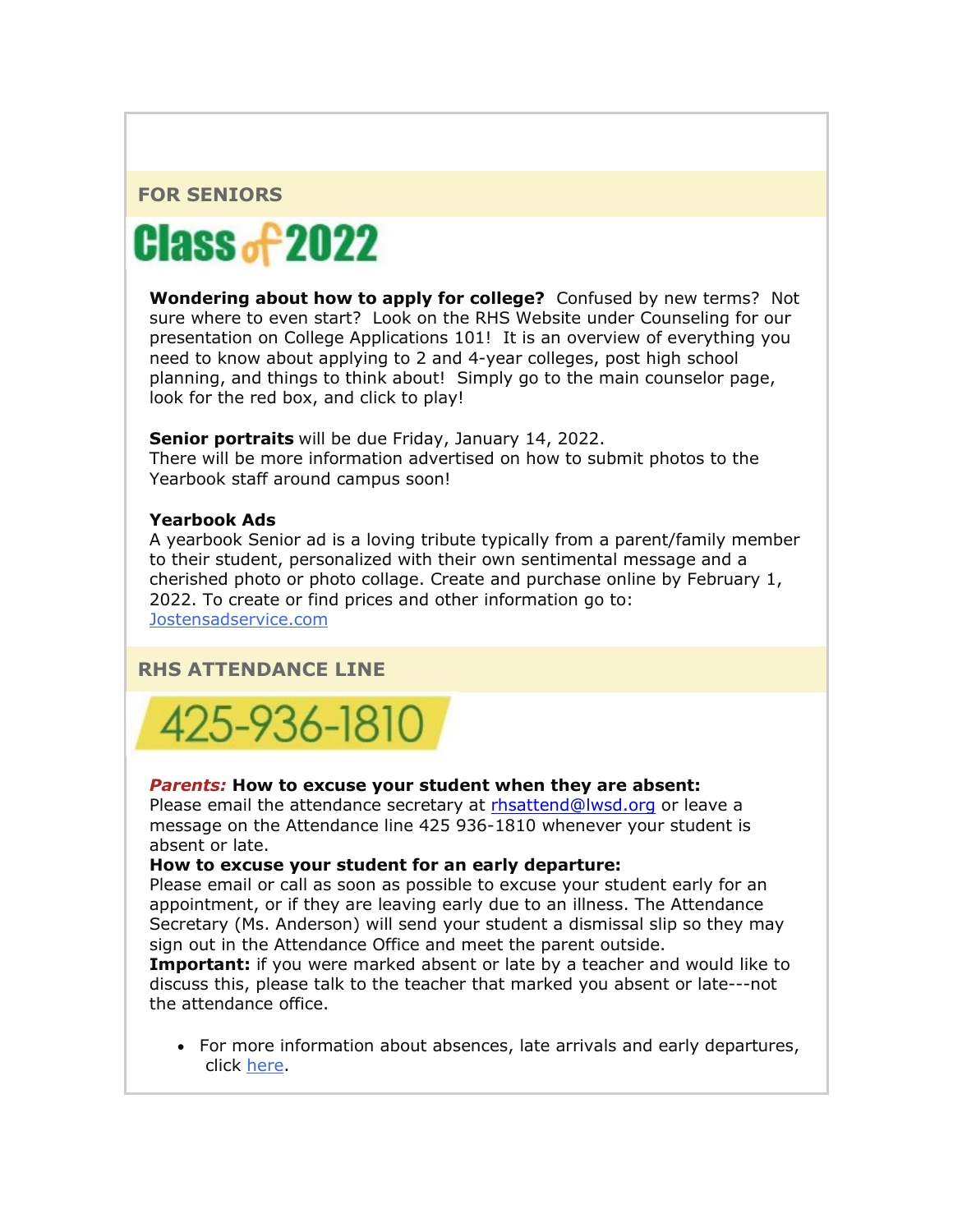## FOR SENIORS

# Class of 2022

**Wondering about how to apply for college?** Confused by new terms? Not sure where to even start? Look on the RHS Website under Counseling for our presentation on College Applications 101! It is an overview of everything you need to know about applying to 2 and 4-year colleges, post high school planning, and things to think about! Simply go to the main counselor page, look for the red box, and click to play!

**Senior portraits** will be due Friday, January 14, 2022.
There will be more information advertised on how to submit photos to the Yearbook staff around campus soon!

**Yearbook Ads**
A yearbook Senior ad is a loving tribute typically from a parent/family member to their student, personalized with their own sentimental message and a cherished photo or photo collage. Create and purchase online by February 1, 2022. To create or find prices and other information go to: [Jostensadservice.com](Jostensadservice.com)

## RHS ATTENDANCE LINE

# 425-936-1810

***Parents:*** **How to excuse your student when they are absent:**
Please email the attendance secretary at [rhsattend@lwsd.org](mailto:rhsattend@lwsd.org) or leave a message on the Attendance line 425 936-1810 whenever your student is absent or late.
**How to excuse your student for an early departure:**
Please email or call as soon as possible to excuse your student early for an appointment, or if they are leaving early due to an illness. The Attendance Secretary (Ms. Anderson) will send your student a dismissal slip so they may sign out in the Attendance Office and meet the parent outside.
**Important:** if you were marked absent or late by a teacher and would like to discuss this, please talk to the teacher that marked you absent or late---not the attendance office.

- For more information about absences, late arrivals and early departures, click here.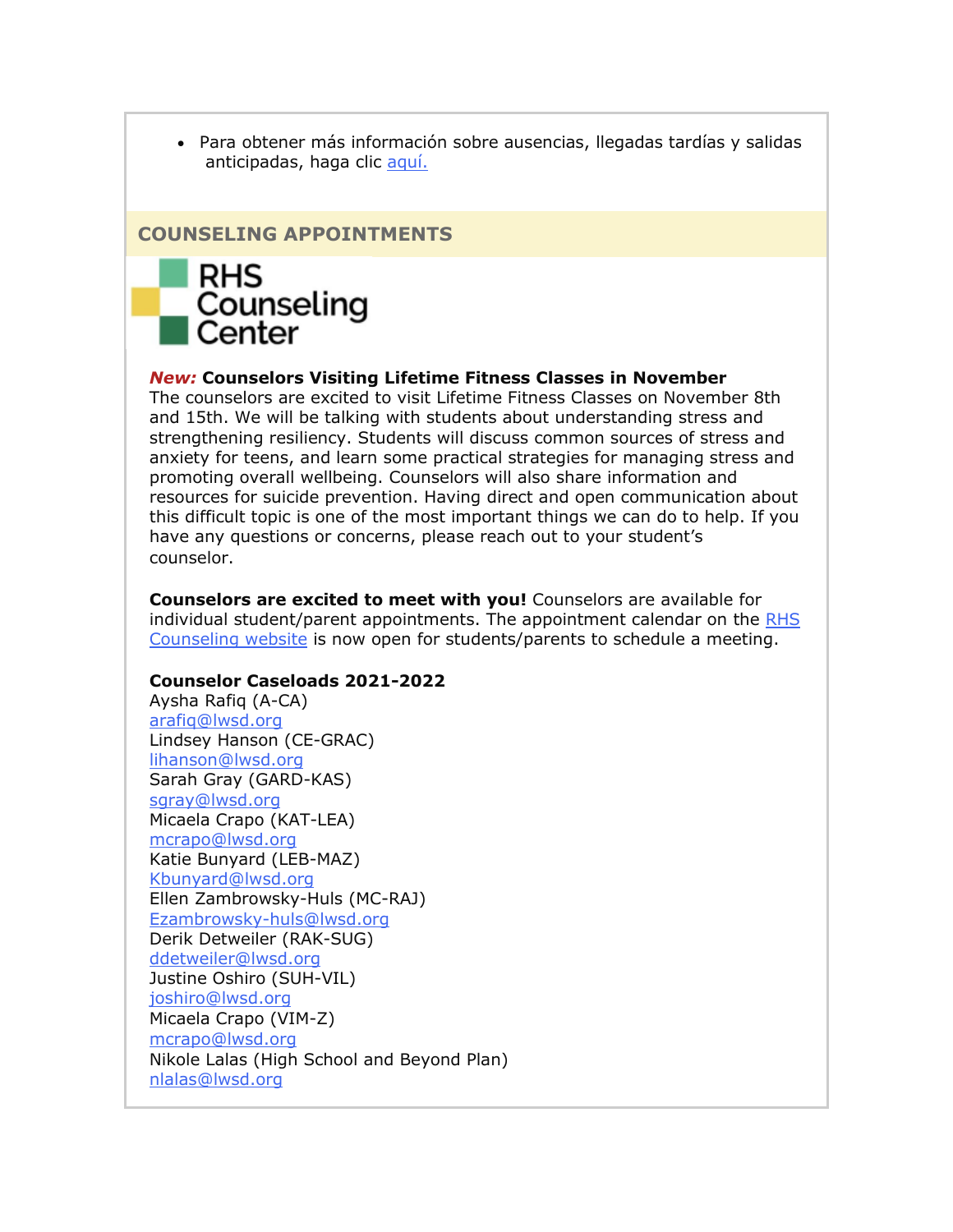- Para obtener más información sobre ausencias, llegadas tardías y salidas anticipadas, haga clic aquí.

## COUNSELING APPOINTMENTS

RHS Counseling Center

***New:*** **Counselors Visiting Lifetime Fitness Classes in November**
The counselors are excited to visit Lifetime Fitness Classes on November 8th and 15th. We will be talking with students about understanding stress and strengthening resiliency. Students will discuss common sources of stress and anxiety for teens, and learn some practical strategies for managing stress and promoting overall wellbeing. Counselors will also share information and resources for suicide prevention. Having direct and open communication about this difficult topic is one of the most important things we can do to help. If you have any questions or concerns, please reach out to your student's counselor.

**Counselors are excited to meet with you!** Counselors are available for individual student/parent appointments. The appointment calendar on the RHS Counseling website is now open for students/parents to schedule a meeting.

**Counselor Caseloads 2021-2022**
Aysha Rafiq (A-CA)
arafiq@lwsd.org
Lindsey Hanson (CE-GRAC)
lihanson@lwsd.org
Sarah Gray (GARD-KAS)
sgray@lwsd.org
Micaela Crapo (KAT-LEA)
mcrapo@lwsd.org
Katie Bunyard (LEB-MAZ)
Kbunyard@lwsd.org
Ellen Zambrowsky-Huls (MC-RAJ)
Ezambrowsky-huls@lwsd.org
Derik Detweiler (RAK-SUG)
ddetweiler@lwsd.org
Justine Oshiro (SUH-VIL)
joshiro@lwsd.org
Micaela Crapo (VIM-Z)
mcrapo@lwsd.org
Nikole Lalas (High School and Beyond Plan)
nlalas@lwsd.org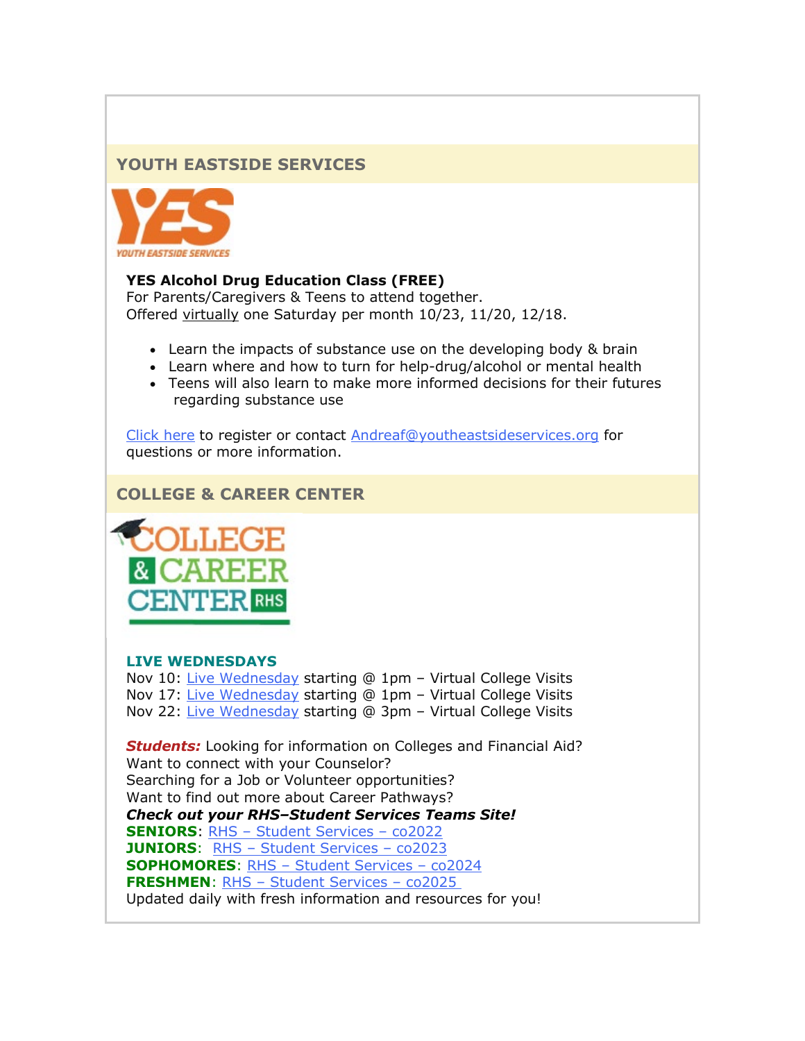## YOUTH EASTSIDE SERVICES

**YES Alcohol Drug Education Class (FREE)**
For Parents/Caregivers & Teens to attend together.
Offered virtually one Saturday per month 10/23, 11/20, 12/18.

- Learn the impacts of substance use on the developing body & brain
- Learn where and how to turn for help-drug/alcohol or mental health
- Teens will also learn to make more informed decisions for their futures regarding substance use

Click here to register or contact Andreaf@youtheastsideservices.org for questions or more information.

## COLLEGE & CAREER CENTER

**LIVE WEDNESDAYS**
Nov 10: Live Wednesday starting @ 1pm – Virtual College Visits
Nov 17: Live Wednesday starting @ 1pm – Virtual College Visits
Nov 22: Live Wednesday starting @ 3pm – Virtual College Visits

***Students:*** Looking for information on Colleges and Financial Aid?
Want to connect with your Counselor?
Searching for a Job or Volunteer opportunities?
Want to find out more about Career Pathways?
***Check out your RHS–Student Services Teams Site!***
**SENIORS**: RHS – Student Services – co2022
**JUNIORS**: RHS – Student Services – co2023
**SOPHOMORES**: RHS – Student Services – co2024
**FRESHMEN**: RHS – Student Services – co2025
Updated daily with fresh information and resources for you!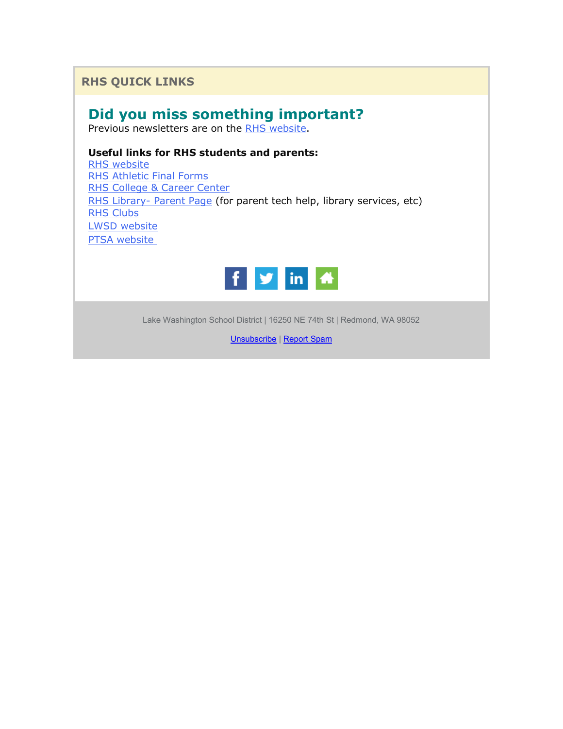## RHS QUICK LINKS

# Did you miss something important?

Previous newsletters are on the RHS website.

**Useful links for RHS students and parents:**

RHS website
RHS Athletic Final Forms
RHS College & Career Center
RHS Library- Parent Page (for parent tech help, library services, etc)
RHS Clubs
LWSD website
PTSA website

Lake Washington School District | 16250 NE 74th St | Redmond, WA 98052

Unsubscribe | Report Spam